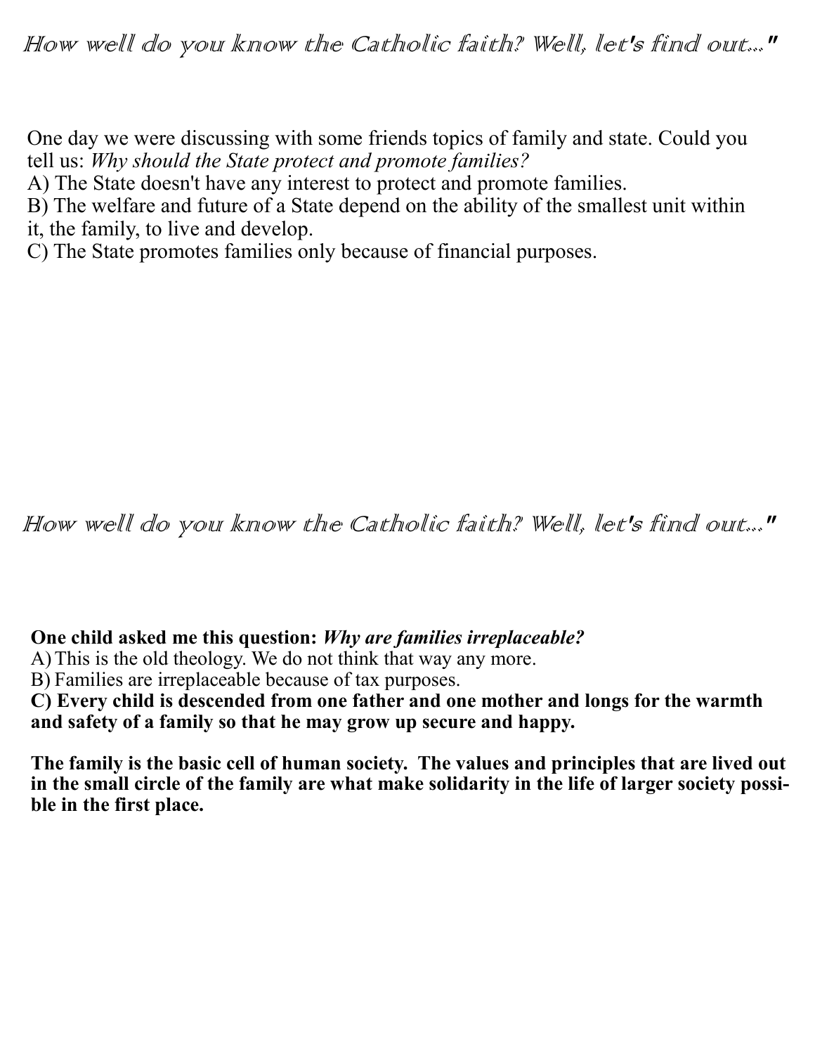*How well do you know the Catholic faith? Well, let's find out..."*

One day we were discussing with some friends topics of family and state. Could you tell us: *Why should the State protect and promote families?*

A) The State doesn't have any interest to protect and promote families.

B) The welfare and future of a State depend on the ability of the smallest unit within it, the family, to live and develop.

C) The State promotes families only because of financial purposes.

*How well do you know the Catholic faith? Well, let's find out..."*

**One child asked me this question: *Why are families irreplaceable?***

A) This is the old theology. We do not think that way any more.

B) Families are irreplaceable because of tax purposes.

**C) Every child is descended from one father and one mother and longs for the warmth and safety of a family so that he may grow up secure and happy.**

**The family is the basic cell of human society. The values and principles that are lived out in the small circle of the family are what make solidarity in the life of larger society possible in the first place.**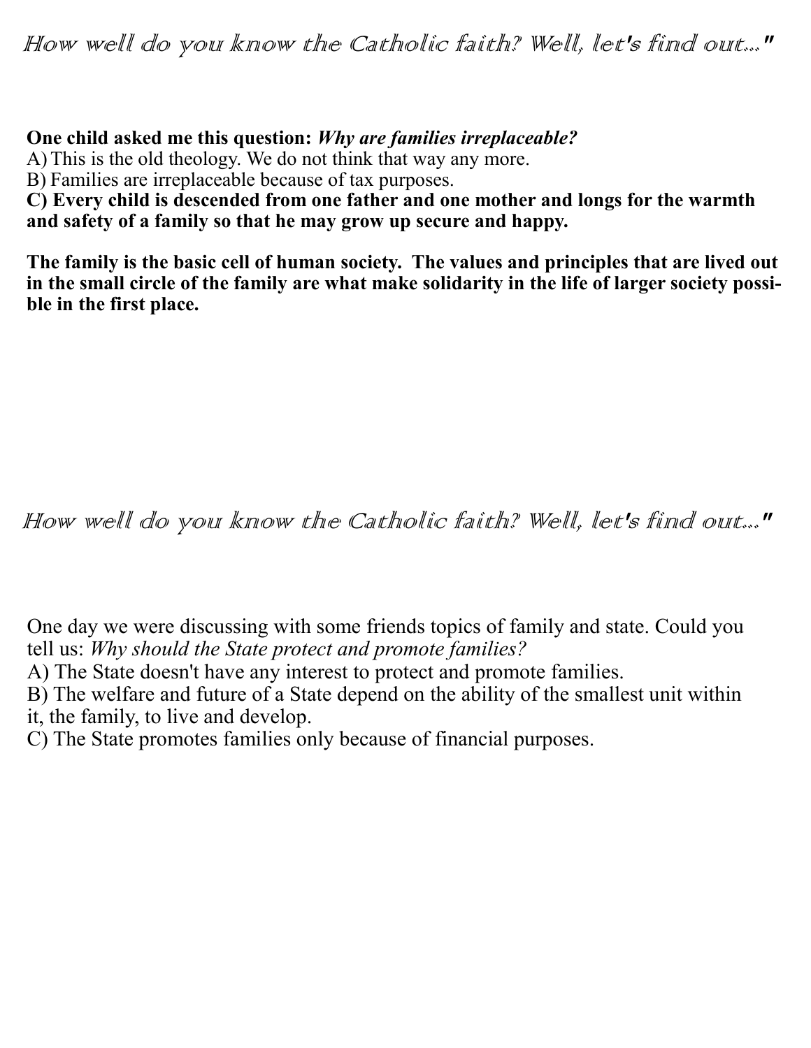*How well do you know the Catholic faith? Well, let's find out..."*

**One child asked me this question:** ***Why are families irreplaceable?***

A) This is the old theology. We do not think that way any more.

B) Families are irreplaceable because of tax purposes.

**C) Every child is descended from one father and one mother and longs for the warmth and safety of a family so that he may grow up secure and happy.**

**The family is the basic cell of human society. The values and principles that are lived out in the small circle of the family are what make solidarity in the life of larger society possible in the first place.**

*How well do you know the Catholic faith? Well, let's find out..."*

One day we were discussing with some friends topics of family and state. Could you tell us: *Why should the State protect and promote families?*

A) The State doesn't have any interest to protect and promote families.

B) The welfare and future of a State depend on the ability of the smallest unit within it, the family, to live and develop.

C) The State promotes families only because of financial purposes.